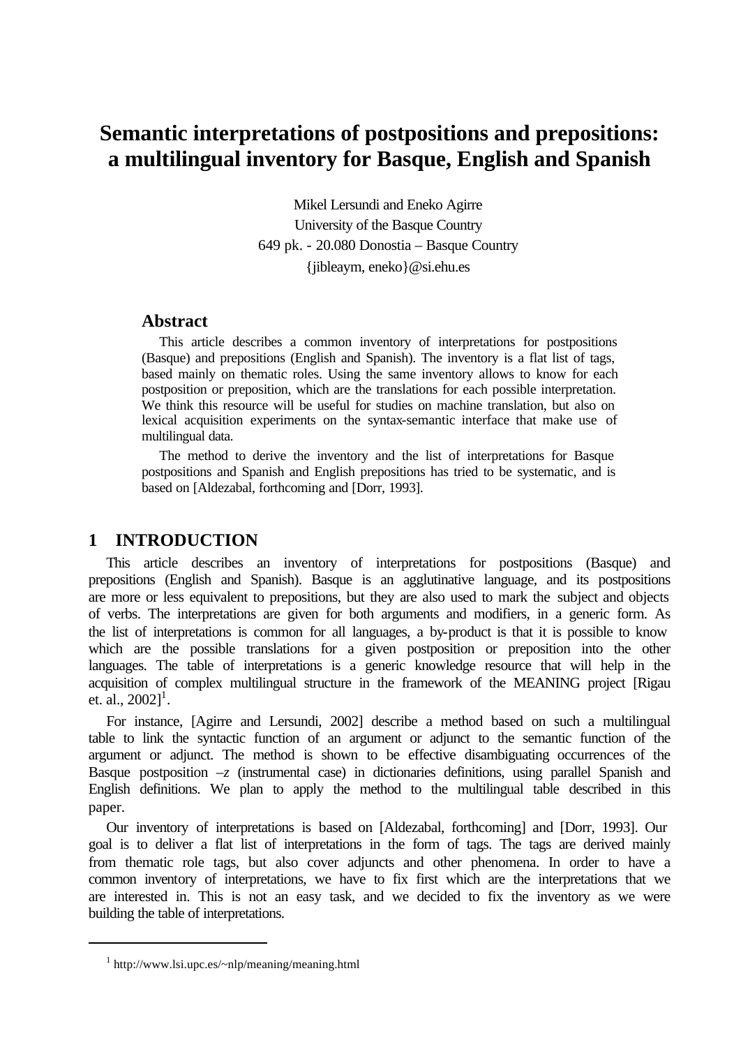# Semantic interpretations of postpositions and prepositions: a multilingual inventory for Basque, English and Spanish

Mikel Lersundi and Eneko Agirre
University of the Basque Country
649 pk. - 20.080 Donostia – Basque Country
{jibleaym, eneko}@si.ehu.es

## Abstract

This article describes a common inventory of interpretations for postpositions (Basque) and prepositions (English and Spanish). The inventory is a flat list of tags, based mainly on thematic roles. Using the same inventory allows to know for each postposition or preposition, which are the translations for each possible interpretation. We think this resource will be useful for studies on machine translation, but also on lexical acquisition experiments on the syntax-semantic interface that make use of multilingual data.

The method to derive the inventory and the list of interpretations for Basque postpositions and Spanish and English prepositions has tried to be systematic, and is based on [Aldezabal, forthcoming and [Dorr, 1993].

## 1 INTRODUCTION

This article describes an inventory of interpretations for postpositions (Basque) and prepositions (English and Spanish). Basque is an agglutinative language, and its postpositions are more or less equivalent to prepositions, but they are also used to mark the subject and objects of verbs. The interpretations are given for both arguments and modifiers, in a generic form. As the list of interpretations is common for all languages, a by-product is that it is possible to know which are the possible translations for a given postposition or preposition into the other languages. The table of interpretations is a generic knowledge resource that will help in the acquisition of complex multilingual structure in the framework of the MEANING project [Rigau et. al., 2002][1].

For instance, [Agirre and Lersundi, 2002] describe a method based on such a multilingual table to link the syntactic function of an argument or adjunct to the semantic function of the argument or adjunct. The method is shown to be effective disambiguating occurrences of the Basque postposition *–z* (instrumental case) in dictionaries definitions, using parallel Spanish and English definitions. We plan to apply the method to the multilingual table described in this paper.

Our inventory of interpretations is based on [Aldezabal, forthcoming] and [Dorr, 1993]. Our goal is to deliver a flat list of interpretations in the form of tags. The tags are derived mainly from thematic role tags, but also cover adjuncts and other phenomena. In order to have a common inventory of interpretations, we have to fix first which are the interpretations that we are interested in. This is not an easy task, and we decided to fix the inventory as we were building the table of interpretations.

[1] http://www.lsi.upc.es/~nlp/meaning/meaning.html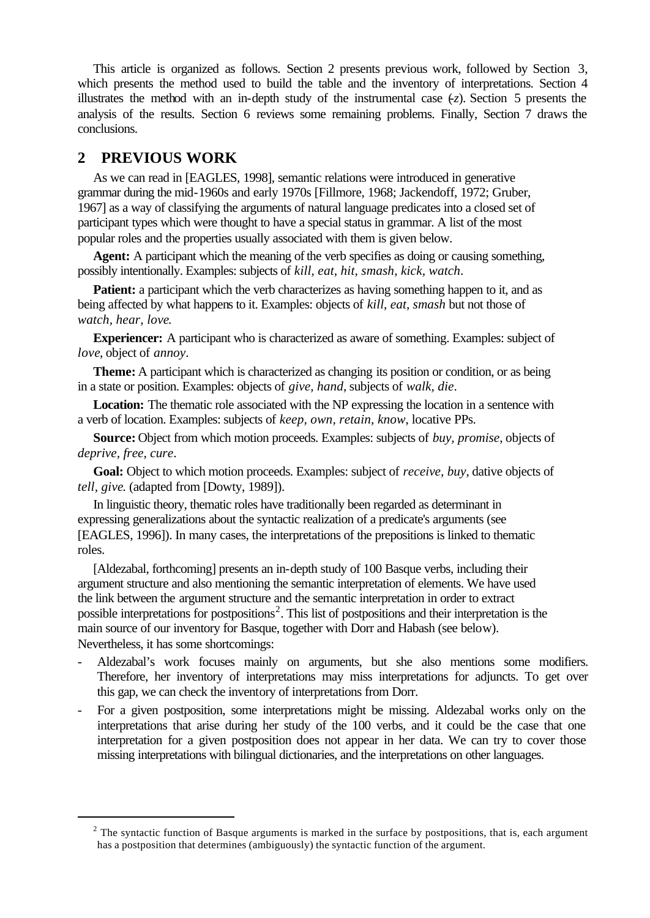This article is organized as follows. Section 2 presents previous work, followed by Section 3, which presents the method used to build the table and the inventory of interpretations. Section 4 illustrates the method with an in-depth study of the instrumental case (-*z*). Section 5 presents the analysis of the results. Section 6 reviews some remaining problems. Finally, Section 7 draws the conclusions.

## 2 PREVIOUS WORK

As we can read in [EAGLES, 1998], semantic relations were introduced in generative grammar during the mid-1960s and early 1970s [Fillmore, 1968; Jackendoff, 1972; Gruber, 1967] as a way of classifying the arguments of natural language predicates into a closed set of participant types which were thought to have a special status in grammar. A list of the most popular roles and the properties usually associated with them is given below.

**Agent:** A participant which the meaning of the verb specifies as doing or causing something, possibly intentionally. Examples: subjects of *kill, eat, hit, smash, kick, watch*.

**Patient:** a participant which the verb characterizes as having something happen to it, and as being affected by what happens to it. Examples: objects of *kill, eat, smash* but not those of *watch, hear, love*.

**Experiencer:** A participant who is characterized as aware of something. Examples: subject of *love*, object of *annoy*.

**Theme:** A participant which is characterized as changing its position or condition, or as being in a state or position. Examples: objects of *give, hand*, subjects of *walk, die*.

**Location:** The thematic role associated with the NP expressing the location in a sentence with a verb of location. Examples: subjects of *keep, own, retain, know*, locative PPs.

**Source:** Object from which motion proceeds. Examples: subjects of *buy, promise*, objects of *deprive, free, cure*.

**Goal:** Object to which motion proceeds. Examples: subject of *receive, buy*, dative objects of *tell, give*. (adapted from [Dowty, 1989]).

In linguistic theory, thematic roles have traditionally been regarded as determinant in expressing generalizations about the syntactic realization of a predicate's arguments (see [EAGLES, 1996]). In many cases, the interpretations of the prepositions is linked to thematic roles.

[Aldezabal, forthcoming] presents an in-depth study of 100 Basque verbs, including their argument structure and also mentioning the semantic interpretation of elements. We have used the link between the argument structure and the semantic interpretation in order to extract possible interpretations for postpositions[2]. This list of postpositions and their interpretation is the main source of our inventory for Basque, together with Dorr and Habash (see below). Nevertheless, it has some shortcomings:

- Aldezabal's work focuses mainly on arguments, but she also mentions some modifiers. Therefore, her inventory of interpretations may miss interpretations for adjuncts. To get over this gap, we can check the inventory of interpretations from Dorr.
- For a given postposition, some interpretations might be missing. Aldezabal works only on the interpretations that arise during her study of the 100 verbs, and it could be the case that one interpretation for a given postposition does not appear in her data. We can try to cover those missing interpretations with bilingual dictionaries, and the interpretations on other languages.

[2] The syntactic function of Basque arguments is marked in the surface by postpositions, that is, each argument has a postposition that determines (ambiguously) the syntactic function of the argument.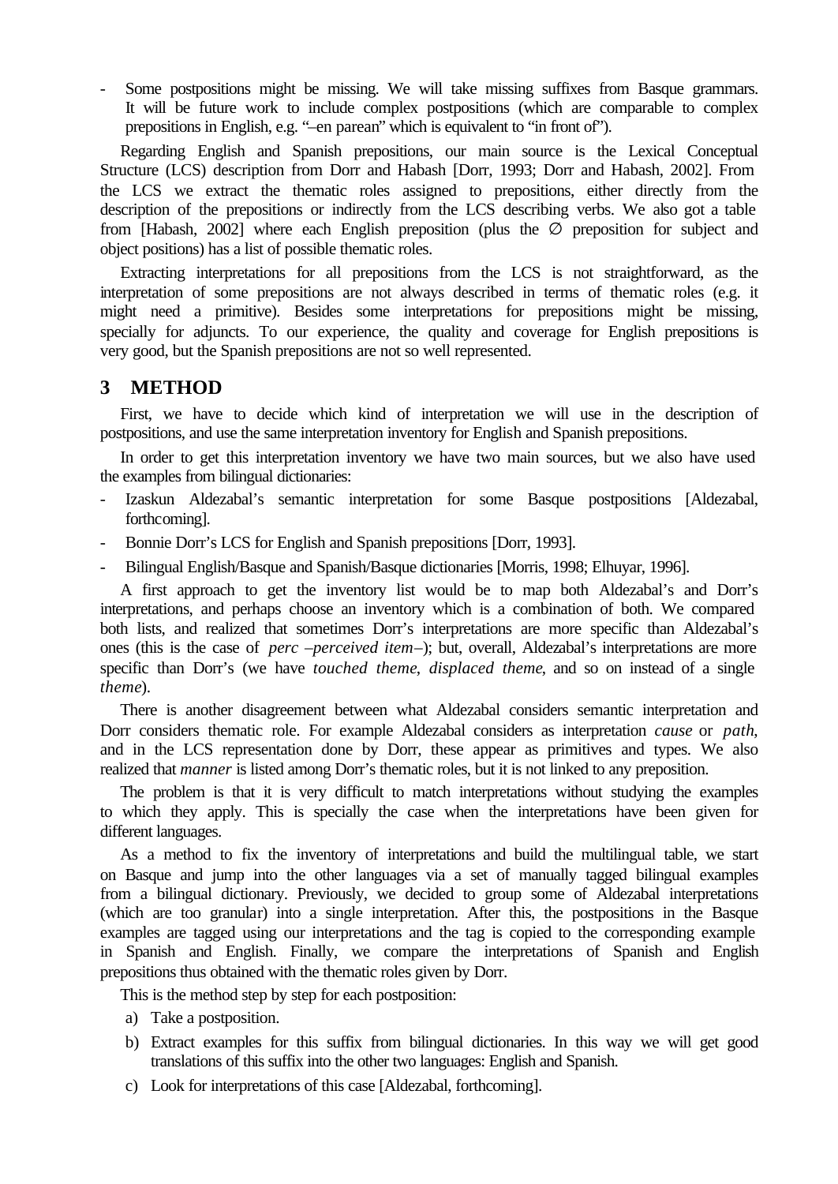- Some postpositions might be missing. We will take missing suffixes from Basque grammars. It will be future work to include complex postpositions (which are comparable to complex prepositions in English, e.g. "–en parean" which is equivalent to "in front of").

Regarding English and Spanish prepositions, our main source is the Lexical Conceptual Structure (LCS) description from Dorr and Habash [Dorr, 1993; Dorr and Habash, 2002]. From the LCS we extract the thematic roles assigned to prepositions, either directly from the description of the prepositions or indirectly from the LCS describing verbs. We also got a table from [Habash, 2002] where each English preposition (plus the ∅ preposition for subject and object positions) has a list of possible thematic roles.

Extracting interpretations for all prepositions from the LCS is not straightforward, as the interpretation of some prepositions are not always described in terms of thematic roles (e.g. it might need a primitive). Besides some interpretations for prepositions might be missing, specially for adjuncts. To our experience, the quality and coverage for English prepositions is very good, but the Spanish prepositions are not so well represented.

# 3 METHOD

First, we have to decide which kind of interpretation we will use in the description of postpositions, and use the same interpretation inventory for English and Spanish prepositions.

In order to get this interpretation inventory we have two main sources, but we also have used the examples from bilingual dictionaries:

- Izaskun Aldezabal's semantic interpretation for some Basque postpositions [Aldezabal, forthcoming].
- Bonnie Dorr's LCS for English and Spanish prepositions [Dorr, 1993].
- Bilingual English/Basque and Spanish/Basque dictionaries [Morris, 1998; Elhuyar, 1996].

A first approach to get the inventory list would be to map both Aldezabal's and Dorr's interpretations, and perhaps choose an inventory which is a combination of both. We compared both lists, and realized that sometimes Dorr's interpretations are more specific than Aldezabal's ones (this is the case of *perc –perceived item–*); but, overall, Aldezabal's interpretations are more specific than Dorr's (we have *touched theme*, *displaced theme*, and so on instead of a single *theme*).

There is another disagreement between what Aldezabal considers semantic interpretation and Dorr considers thematic role. For example Aldezabal considers as interpretation *cause* or *path*, and in the LCS representation done by Dorr, these appear as primitives and types. We also realized that *manner* is listed among Dorr's thematic roles, but it is not linked to any preposition.

The problem is that it is very difficult to match interpretations without studying the examples to which they apply. This is specially the case when the interpretations have been given for different languages.

As a method to fix the inventory of interpretations and build the multilingual table, we start on Basque and jump into the other languages via a set of manually tagged bilingual examples from a bilingual dictionary. Previously, we decided to group some of Aldezabal interpretations (which are too granular) into a single interpretation. After this, the postpositions in the Basque examples are tagged using our interpretations and the tag is copied to the corresponding example in Spanish and English. Finally, we compare the interpretations of Spanish and English prepositions thus obtained with the thematic roles given by Dorr.

This is the method step by step for each postposition:

a) Take a postposition.
b) Extract examples for this suffix from bilingual dictionaries. In this way we will get good translations of this suffix into the other two languages: English and Spanish.
c) Look for interpretations of this case [Aldezabal, forthcoming].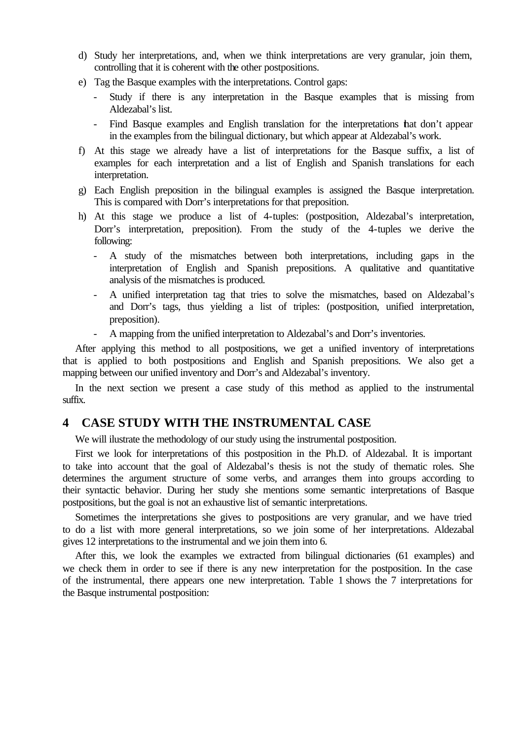d) Study her interpretations, and, when we think interpretations are very granular, join them, controlling that it is coherent with the other postpositions.

e) Tag the Basque examples with the interpretations. Control gaps:

   - Study if there is any interpretation in the Basque examples that is missing from Aldezabal's list.
   - Find Basque examples and English translation for the interpretations that don't appear in the examples from the bilingual dictionary, but which appear at Aldezabal's work.

f) At this stage we already have a list of interpretations for the Basque suffix, a list of examples for each interpretation and a list of English and Spanish translations for each interpretation.

g) Each English preposition in the bilingual examples is assigned the Basque interpretation. This is compared with Dorr's interpretations for that preposition.

h) At this stage we produce a list of 4-tuples: (postposition, Aldezabal's interpretation, Dorr's interpretation, preposition). From the study of the 4-tuples we derive the following:

   - A study of the mismatches between both interpretations, including gaps in the interpretation of English and Spanish prepositions. A qualitative and quantitative analysis of the mismatches is produced.
   - A unified interpretation tag that tries to solve the mismatches, based on Aldezabal's and Dorr's tags, thus yielding a list of triples: (postposition, unified interpretation, preposition).
   - A mapping from the unified interpretation to Aldezabal's and Dorr's inventories.

After applying this method to all postpositions, we get a unified inventory of interpretations that is applied to both postpositions and English and Spanish prepositions. We also get a mapping between our unified inventory and Dorr's and Aldezabal's inventory.

In the next section we present a case study of this method as applied to the instrumental suffix.

# 4 CASE STUDY WITH THE INSTRUMENTAL CASE

We will ilustrate the methodology of our study using the instrumental postposition.

First we look for interpretations of this postposition in the Ph.D. of Aldezabal. It is important to take into account that the goal of Aldezabal's thesis is not the study of thematic roles. She determines the argument structure of some verbs, and arranges them into groups according to their syntactic behavior. During her study she mentions some semantic interpretations of Basque postpositions, but the goal is not an exhaustive list of semantic interpretations.

Sometimes the interpretations she gives to postpositions are very granular, and we have tried to do a list with more general interpretations, so we join some of her interpretations. Aldezabal gives 12 interpretations to the instrumental and we join them into 6.

After this, we look the examples we extracted from bilingual dictionaries (61 examples) and we check them in order to see if there is any new interpretation for the postposition. In the case of the instrumental, there appears one new interpretation. Table 1 shows the 7 interpretations for the Basque instrumental postposition: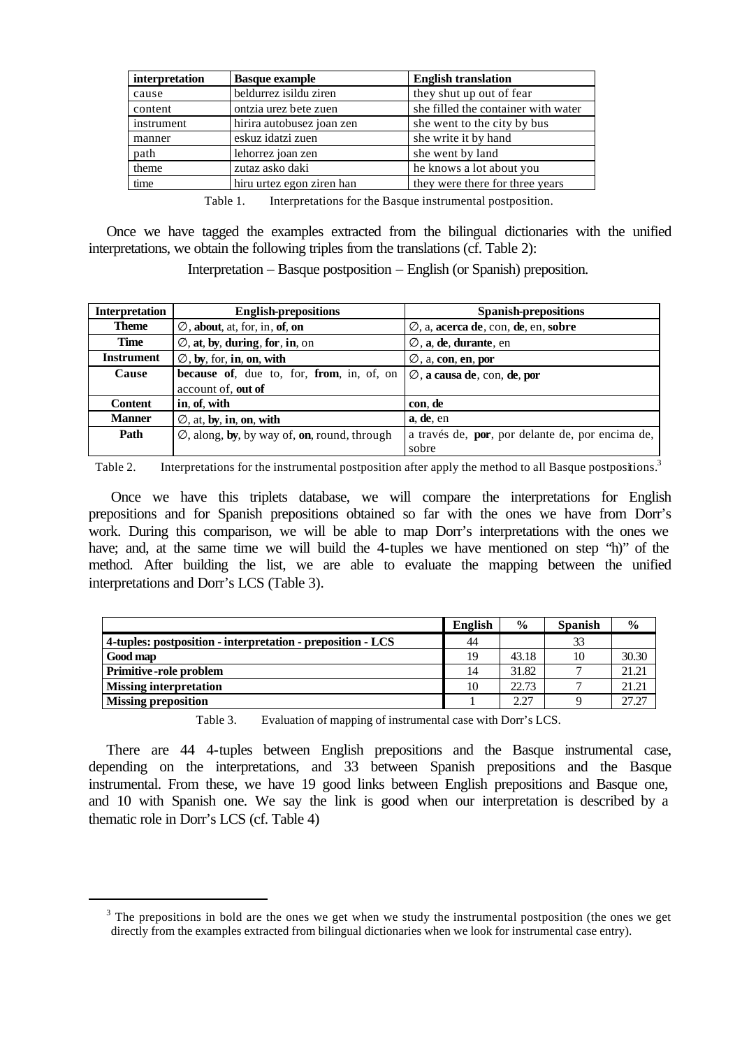| interpretation | Basque example | English translation |
|---|---|---|
| cause | beldurrez isildu ziren | they shut up out of fear |
| content | ontzia urez bete zuen | she filled the container with water |
| instrument | hirira autobusez joan zen | she went to the city by bus |
| manner | eskuz idatzi zuen | she write it by hand |
| path | lehorrez joan zen | she went by land |
| theme | zutaz asko daki | he knows a lot about you |
| time | hiru urtez egon ziren han | they were there for three years |

Table 1. Interpretations for the Basque instrumental postposition.

Once we have tagged the examples extracted from the bilingual dictionaries with the unified interpretations, we obtain the following triples from the translations (cf. Table 2):

Interpretation – Basque postposition – English (or Spanish) preposition.

| Interpretation | English-prepositions | Spanish-prepositions |
|---|---|---|
| **Theme** | ∅, **about**, at, for, in, **of**, **on** | ∅, a, **acerca de**, con, **de**, en, **sobre** |
| **Time** | ∅, **at**, **by**, **during**, **for**, **in**, on | ∅, **a**, **de**, **durante**, en |
| **Instrument** | ∅, **by**, for, **in**, **on**, **with** | ∅, a, **con**, **en**, **por** |
| **Cause** | **because of**, due to, for, **from**, in, of, on account of, **out of** | ∅, **a causa de**, con, **de**, **por** |
| **Content** | **in**, **of**, **with** | **con**, **de** |
| **Manner** | ∅, at, **by**, **in**, **on**, **with** | **a**, **de**, en |
| **Path** | ∅, along, **by**, by way of, **on**, round, through | a través de, **por**, por delante de, por encima de, sobre |

Table 2. Interpretations for the instrumental postposition after apply the method to all Basque postpositions.[3]

Once we have this triplets database, we will compare the interpretations for English prepositions and for Spanish prepositions obtained so far with the ones we have from Dorr's work. During this comparison, we will be able to map Dorr's interpretations with the ones we have; and, at the same time we will build the 4-tuples we have mentioned on step "h)" of the method. After building the list, we are able to evaluate the mapping between the unified interpretations and Dorr's LCS (Table 3).

| | English | % | Spanish | % |
|---|---|---|---|---|
| **4-tuples: postposition - interpretation - preposition - LCS** | 44 | | 33 | |
| **Good map** | 19 | 43.18 | 10 | 30.30 |
| **Primitive-role problem** | 14 | 31.82 | 7 | 21.21 |
| **Missing interpretation** | 10 | 22.73 | 7 | 21.21 |
| **Missing preposition** | 1 | 2.27 | 9 | 27.27 |

Table 3. Evaluation of mapping of instrumental case with Dorr's LCS.

There are 44 4-tuples between English prepositions and the Basque instrumental case, depending on the interpretations, and 33 between Spanish prepositions and the Basque instrumental. From these, we have 19 good links between English prepositions and Basque one, and 10 with Spanish one. We say the link is good when our interpretation is described by a thematic role in Dorr's LCS (cf. Table 4)

[3] The prepositions in bold are the ones we get when we study the instrumental postposition (the ones we get directly from the examples extracted from bilingual dictionaries when we look for instrumental case entry).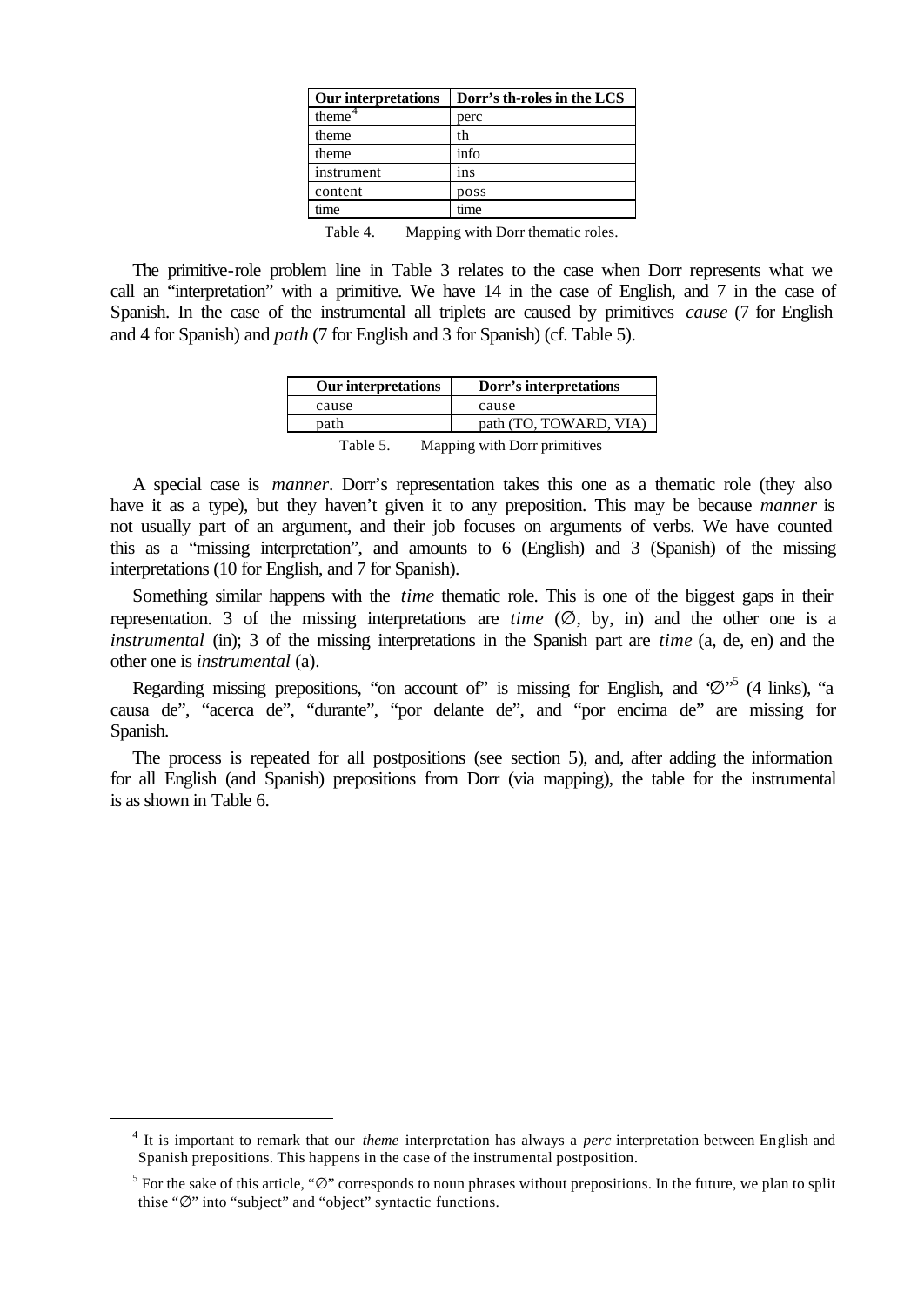| Our interpretations | Dorr's th-roles in the LCS |
| --- | --- |
| theme[4] | perc |
| theme | th |
| theme | info |
| instrument | ins |
| content | poss |
| time | time |

Table 4. Mapping with Dorr thematic roles.

The primitive-role problem line in Table 3 relates to the case when Dorr represents what we call an "interpretation" with a primitive. We have 14 in the case of English, and 7 in the case of Spanish. In the case of the instrumental all triplets are caused by primitives *cause* (7 for English and 4 for Spanish) and *path* (7 for English and 3 for Spanish) (cf. Table 5).

| Our interpretations | Dorr's interpretations |
| --- | --- |
| cause | cause |
| path | path (TO, TOWARD, VIA) |

Table 5. Mapping with Dorr primitives

A special case is *manner*. Dorr's representation takes this one as a thematic role (they also have it as a type), but they haven't given it to any preposition. This may be because *manner* is not usually part of an argument, and their job focuses on arguments of verbs. We have counted this as a "missing interpretation", and amounts to 6 (English) and 3 (Spanish) of the missing interpretations (10 for English, and 7 for Spanish).

Something similar happens with the *time* thematic role. This is one of the biggest gaps in their representation. 3 of the missing interpretations are *time* (∅, by, in) and the other one is a *instrumental* (in); 3 of the missing interpretations in the Spanish part are *time* (a, de, en) and the other one is *instrumental* (a).

Regarding missing prepositions, "on account of" is missing for English, and "∅"[5] (4 links), "a causa de", "acerca de", "durante", "por delante de", and "por encima de" are missing for Spanish.

The process is repeated for all postpositions (see section 5), and, after adding the information for all English (and Spanish) prepositions from Dorr (via mapping), the table for the instrumental is as shown in Table 6.

---

[4] It is important to remark that our *theme* interpretation has always a *perc* interpretation between English and Spanish prepositions. This happens in the case of the instrumental postposition.

[5] For the sake of this article, "∅" corresponds to noun phrases without prepositions. In the future, we plan to split thise "∅" into "subject" and "object" syntactic functions.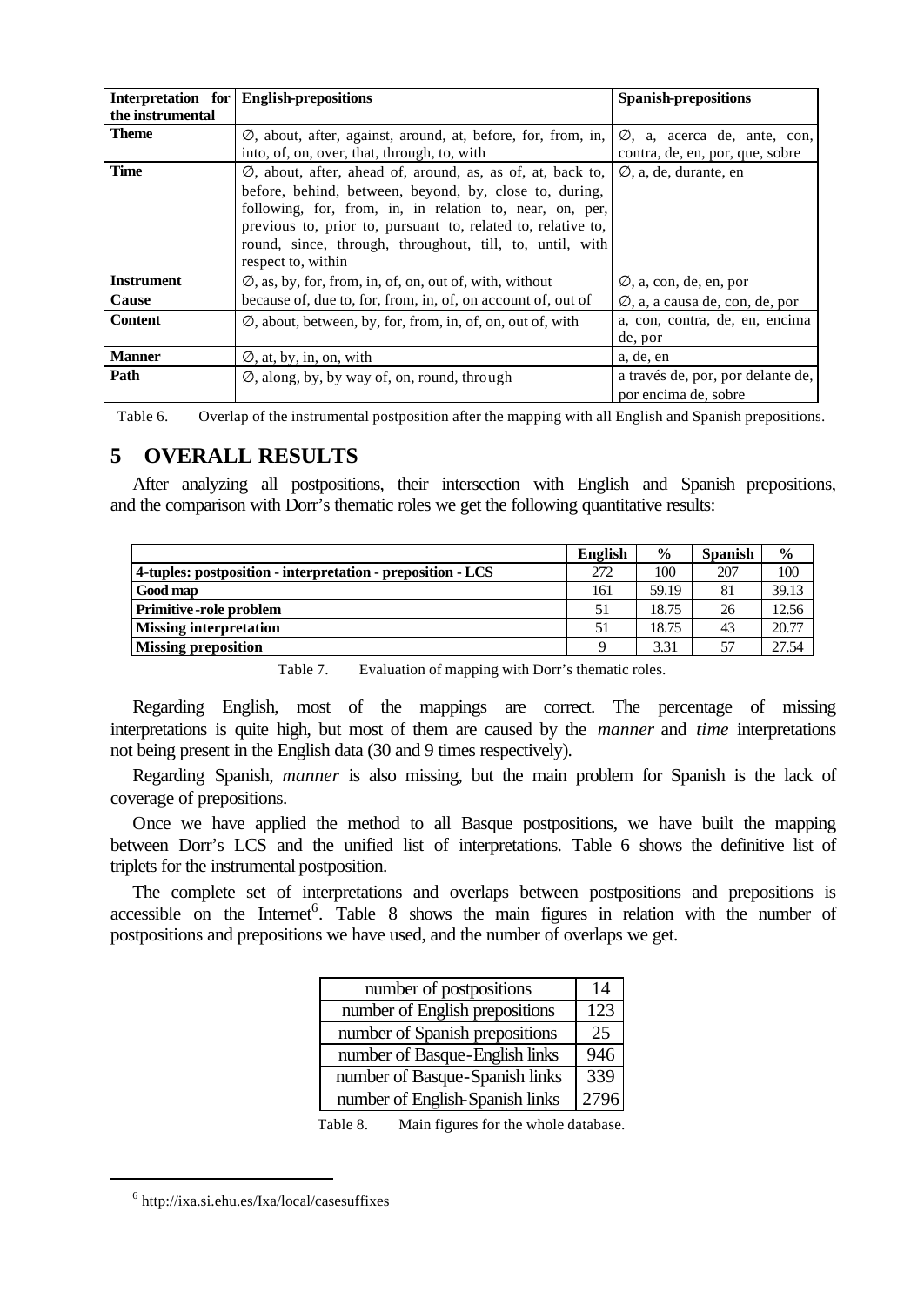| Interpretation for the instrumental | English-prepositions | Spanish-prepositions |
|---|---|---|
| **Theme** | ∅, about, after, against, around, at, before, for, from, in, into, of, on, over, that, through, to, with | ∅, a, acerca de, ante, con, contra, de, en, por, que, sobre |
| **Time** | ∅, about, after, ahead of, around, as, as of, at, back to, before, behind, between, beyond, by, close to, during, following, for, from, in, in relation to, near, on, per, previous to, prior to, pursuant to, related to, relative to, round, since, through, throughout, till, to, until, with respect to, within | ∅, a, de, durante, en |
| **Instrument** | ∅, as, by, for, from, in, of, on, out of, with, without | ∅, a, con, de, en, por |
| **Cause** | because of, due to, for, from, in, of, on account of, out of | ∅, a, a causa de, con, de, por |
| **Content** | ∅, about, between, by, for, from, in, of, on, out of, with | a, con, contra, de, en, encima de, por |
| **Manner** | ∅, at, by, in, on, with | a, de, en |
| **Path** | ∅, along, by, by way of, on, round, through | a través de, por, por delante de, por encima de, sobre |

Table 6. Overlap of the instrumental postposition after the mapping with all English and Spanish prepositions.

# 5 OVERALL RESULTS

After analyzing all postpositions, their intersection with English and Spanish prepositions, and the comparison with Dorr's thematic roles we get the following quantitative results:

| | English | % | Spanish | % |
|---|---|---|---|---|
| **4-tuples: postposition - interpretation - preposition - LCS** | 272 | 100 | 207 | 100 |
| **Good map** | 161 | 59.19 | 81 | 39.13 |
| **Primitive-role problem** | 51 | 18.75 | 26 | 12.56 |
| **Missing interpretation** | 51 | 18.75 | 43 | 20.77 |
| **Missing preposition** | 9 | 3.31 | 57 | 27.54 |

Table 7. Evaluation of mapping with Dorr's thematic roles.

Regarding English, most of the mappings are correct. The percentage of missing interpretations is quite high, but most of them are caused by the *manner* and *time* interpretations not being present in the English data (30 and 9 times respectively).

Regarding Spanish, *manner* is also missing, but the main problem for Spanish is the lack of coverage of prepositions.

Once we have applied the method to all Basque postpositions, we have built the mapping between Dorr's LCS and the unified list of interpretations. Table 6 shows the definitive list of triplets for the instrumental postposition.

The complete set of interpretations and overlaps between postpositions and prepositions is accessible on the Internet[6]. Table 8 shows the main figures in relation with the number of postpositions and prepositions we have used, and the number of overlaps we get.

| | |
|---|---|
| number of postpositions | 14 |
| number of English prepositions | 123 |
| number of Spanish prepositions | 25 |
| number of Basque-English links | 946 |
| number of Basque-Spanish links | 339 |
| number of English-Spanish links | 2796 |

Table 8. Main figures for the whole database.

[6] http://ixa.si.ehu.es/Ixa/local/casesuffixes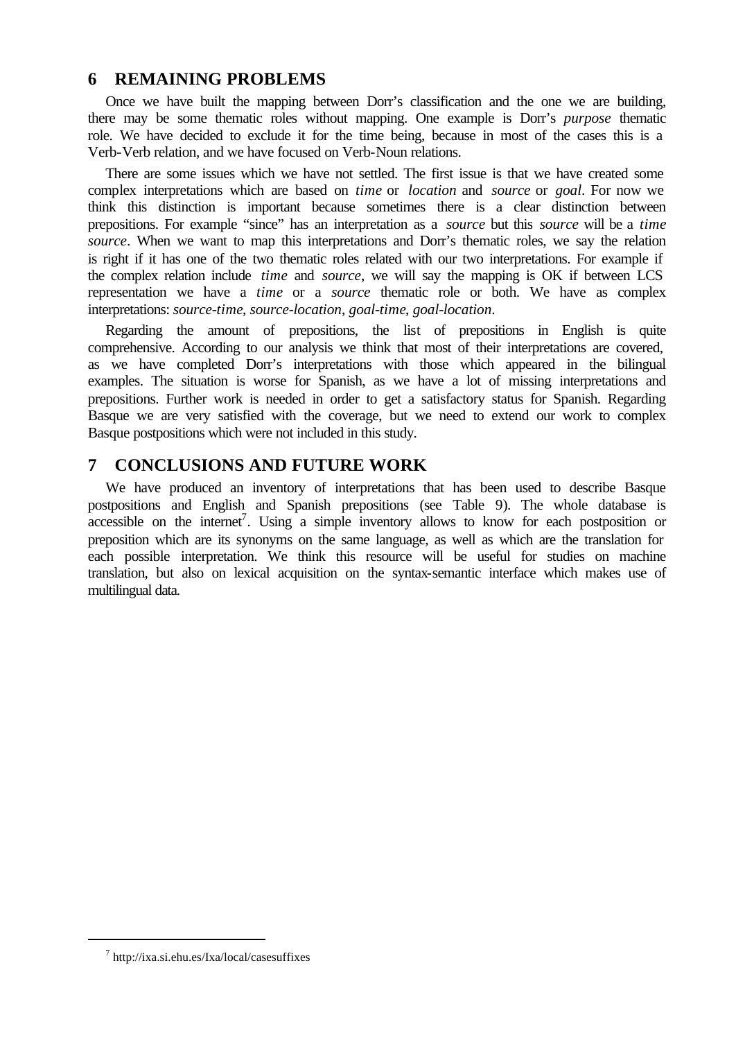## 6 REMAINING PROBLEMS

Once we have built the mapping between Dorr's classification and the one we are building, there may be some thematic roles without mapping. One example is Dorr's *purpose* thematic role. We have decided to exclude it for the time being, because in most of the cases this is a Verb-Verb relation, and we have focused on Verb-Noun relations.

There are some issues which we have not settled. The first issue is that we have created some complex interpretations which are based on *time* or *location* and *source* or *goal*. For now we think this distinction is important because sometimes there is a clear distinction between prepositions. For example "since" has an interpretation as a *source* but this *source* will be a *time source*. When we want to map this interpretations and Dorr's thematic roles, we say the relation is right if it has one of the two thematic roles related with our two interpretations. For example if the complex relation include *time* and *source*, we will say the mapping is OK if between LCS representation we have a *time* or a *source* thematic role or both. We have as complex interpretations: *source-time*, *source-location*, *goal-time*, *goal-location*.

Regarding the amount of prepositions, the list of prepositions in English is quite comprehensive. According to our analysis we think that most of their interpretations are covered, as we have completed Dorr's interpretations with those which appeared in the bilingual examples. The situation is worse for Spanish, as we have a lot of missing interpretations and prepositions. Further work is needed in order to get a satisfactory status for Spanish. Regarding Basque we are very satisfied with the coverage, but we need to extend our work to complex Basque postpositions which were not included in this study.

## 7 CONCLUSIONS AND FUTURE WORK

We have produced an inventory of interpretations that has been used to describe Basque postpositions and English and Spanish prepositions (see Table 9). The whole database is accessible on the internet[7]. Using a simple inventory allows to know for each postposition or preposition which are its synonyms on the same language, as well as which are the translation for each possible interpretation. We think this resource will be useful for studies on machine translation, but also on lexical acquisition on the syntax-semantic interface which makes use of multilingual data.

[7] http://ixa.si.ehu.es/Ixa/local/casesuffixes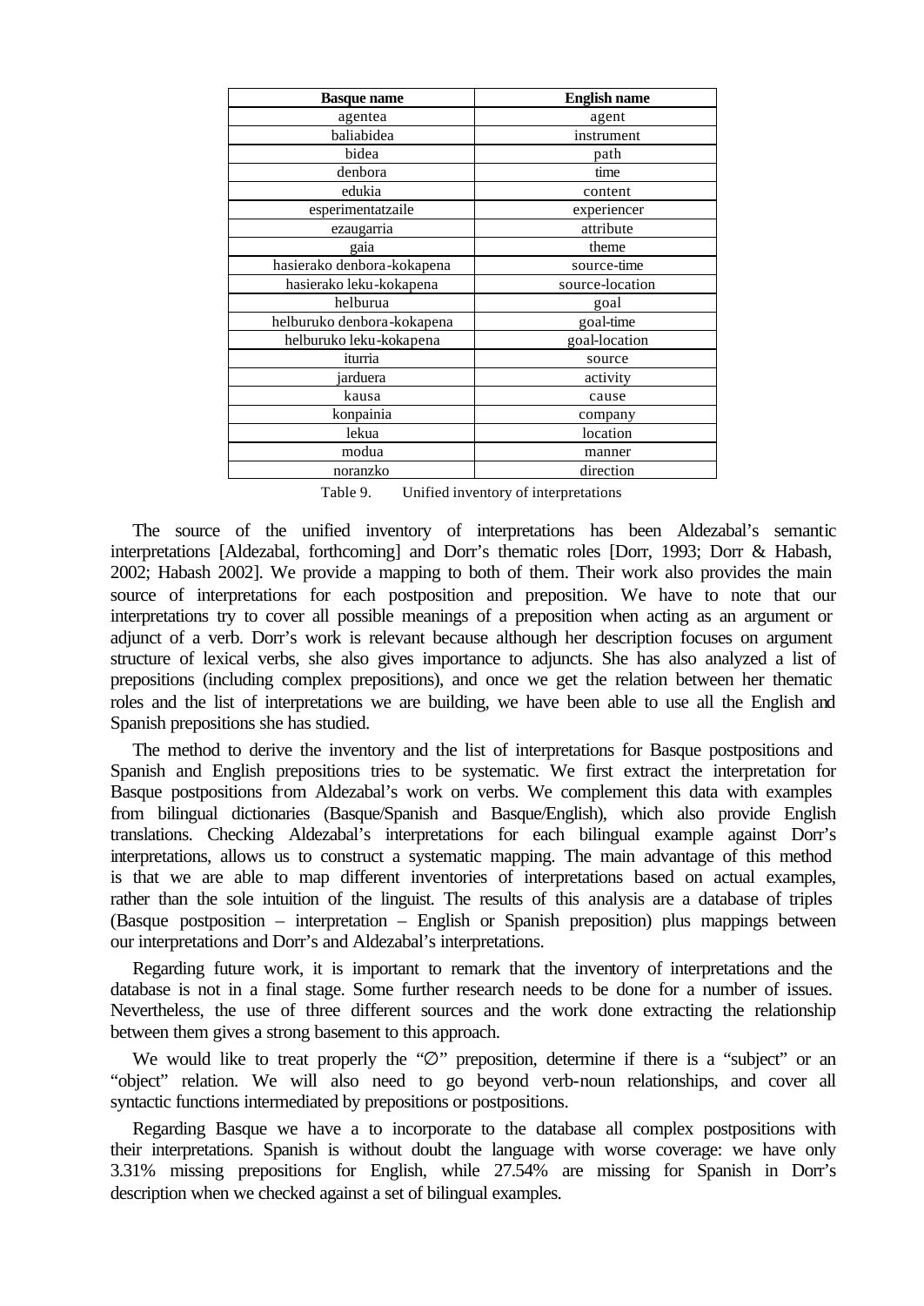| Basque name | English name |
| --- | --- |
| agentea | agent |
| baliabidea | instrument |
| bidea | path |
| denbora | time |
| edukia | content |
| esperimentatzaile | experiencer |
| ezaugarria | attribute |
| gaia | theme |
| hasierako denbora-kokapena | source-time |
| hasierako leku-kokapena | source-location |
| helburua | goal |
| helburuko denbora-kokapena | goal-time |
| helburuko leku-kokapena | goal-location |
| iturria | source |
| jarduera | activity |
| kausa | cause |
| konpainia | company |
| lekua | location |
| modua | manner |
| noranzko | direction |

Table 9. Unified inventory of interpretations

The source of the unified inventory of interpretations has been Aldezabal's semantic interpretations [Aldezabal, forthcoming] and Dorr's thematic roles [Dorr, 1993; Dorr & Habash, 2002; Habash 2002]. We provide a mapping to both of them. Their work also provides the main source of interpretations for each postposition and preposition. We have to note that our interpretations try to cover all possible meanings of a preposition when acting as an argument or adjunct of a verb. Dorr's work is relevant because although her description focuses on argument structure of lexical verbs, she also gives importance to adjuncts. She has also analyzed a list of prepositions (including complex prepositions), and once we get the relation between her thematic roles and the list of interpretations we are building, we have been able to use all the English and Spanish prepositions she has studied.

The method to derive the inventory and the list of interpretations for Basque postpositions and Spanish and English prepositions tries to be systematic. We first extract the interpretation for Basque postpositions from Aldezabal's work on verbs. We complement this data with examples from bilingual dictionaries (Basque/Spanish and Basque/English), which also provide English translations. Checking Aldezabal's interpretations for each bilingual example against Dorr's interpretations, allows us to construct a systematic mapping. The main advantage of this method is that we are able to map different inventories of interpretations based on actual examples, rather than the sole intuition of the linguist. The results of this analysis are a database of triples (Basque postposition – interpretation – English or Spanish preposition) plus mappings between our interpretations and Dorr's and Aldezabal's interpretations.

Regarding future work, it is important to remark that the inventory of interpretations and the database is not in a final stage. Some further research needs to be done for a number of issues. Nevertheless, the use of three different sources and the work done extracting the relationship between them gives a strong basement to this approach.

We would like to treat properly the "∅" preposition, determine if there is a "subject" or an "object" relation. We will also need to go beyond verb-noun relationships, and cover all syntactic functions intermediated by prepositions or postpositions.

Regarding Basque we have a to incorporate to the database all complex postpositions with their interpretations. Spanish is without doubt the language with worse coverage: we have only 3.31% missing prepositions for English, while 27.54% are missing for Spanish in Dorr's description when we checked against a set of bilingual examples.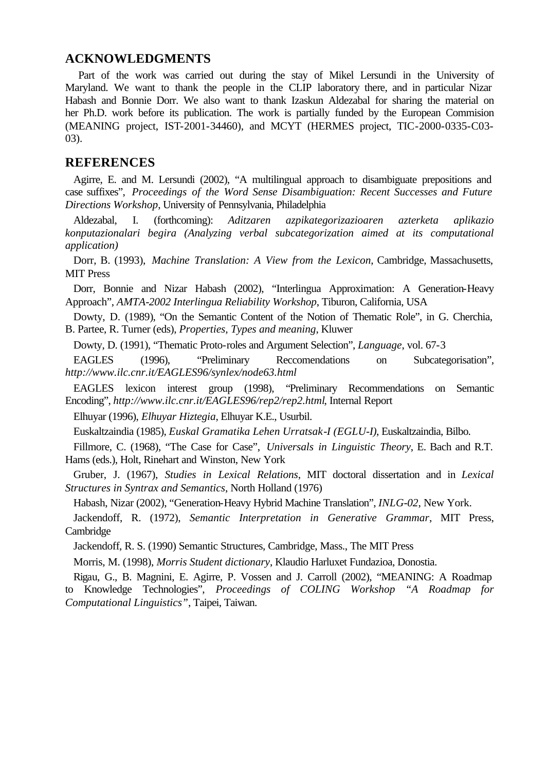## ACKNOWLEDGMENTS

Part of the work was carried out during the stay of Mikel Lersundi in the University of Maryland. We want to thank the people in the CLIP laboratory there, and in particular Nizar Habash and Bonnie Dorr. We also want to thank Izaskun Aldezabal for sharing the material on her Ph.D. work before its publication. The work is partially funded by the European Commision (MEANING project, IST-2001-34460), and MCYT (HERMES project, TIC-2000-0335-C03-03).

## REFERENCES

Agirre, E. and M. Lersundi (2002), "A multilingual approach to disambiguate prepositions and case suffixes", *Proceedings of the Word Sense Disambiguation: Recent Successes and Future Directions Workshop*, University of Pennsylvania, Philadelphia

Aldezabal, I. (forthcoming): *Aditzaren azpikategorizazioaren azterketa aplikazio konputazionalari begira (Analyzing verbal subcategorization aimed at its computational application)*

Dorr, B. (1993), *Machine Translation: A View from the Lexicon*, Cambridge, Massachusetts, MIT Press

Dorr, Bonnie and Nizar Habash (2002), "Interlingua Approximation: A Generation-Heavy Approach", *AMTA-2002 Interlingua Reliability Workshop*, Tiburon, California, USA

Dowty, D. (1989), "On the Semantic Content of the Notion of Thematic Role", in G. Cherchia, B. Partee, R. Turner (eds), *Properties, Types and meaning*, Kluwer

Dowty, D. (1991), "Thematic Proto-roles and Argument Selection", *Language*, vol. 67-3

EAGLES (1996), "Preliminary Reccomendations on Subcategorisation", *http://www.ilc.cnr.it/EAGLES96/synlex/node63.html*

EAGLES lexicon interest group (1998), "Preliminary Recommendations on Semantic Encoding", *http://www.ilc.cnr.it/EAGLES96/rep2/rep2.html*, Internal Report

Elhuyar (1996), *Elhuyar Hiztegia*, Elhuyar K.E., Usurbil.

Euskaltzaindia (1985), *Euskal Gramatika Lehen Urratsak-I (EGLU-I)*, Euskaltzaindia, Bilbo.

Fillmore, C. (1968), "The Case for Case", *Universals in Linguistic Theory*, E. Bach and R.T. Hams (eds.), Holt, Rinehart and Winston, New York

Gruber, J. (1967), *Studies in Lexical Relations*, MIT doctoral dissertation and in *Lexical Structures in Syntrax and Semantics*, North Holland (1976)

Habash, Nizar (2002), "Generation-Heavy Hybrid Machine Translation", *INLG-02*, New York.

Jackendoff, R. (1972), *Semantic Interpretation in Generative Grammar*, MIT Press, Cambridge

Jackendoff, R. S. (1990) Semantic Structures, Cambridge, Mass., The MIT Press

Morris, M. (1998), *Morris Student dictionary*, Klaudio Harluxet Fundazioa, Donostia.

Rigau, G., B. Magnini, E. Agirre, P. Vossen and J. Carroll (2002), "MEANING: A Roadmap to Knowledge Technologies", *Proceedings of COLING Workshop "A Roadmap for Computational Linguistics"*, Taipei, Taiwan.